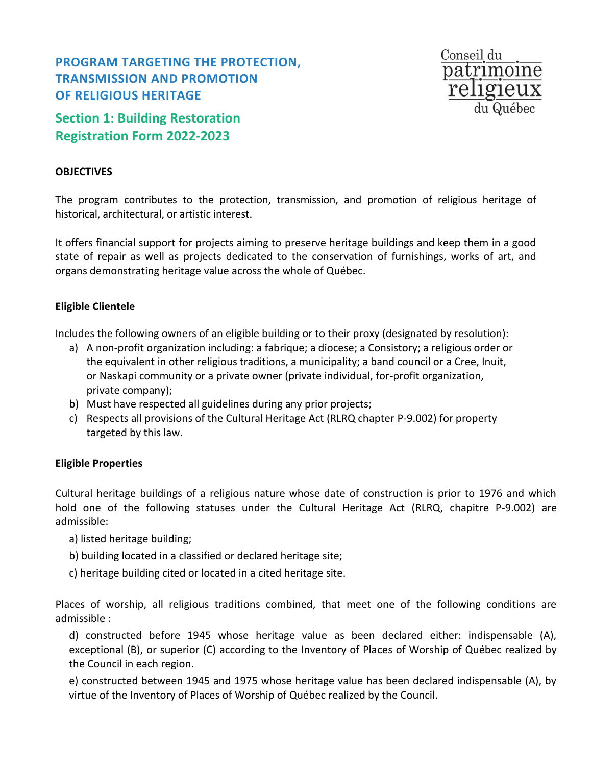# PROGRAM TARGETING THE PROTECTION, TRANSMISSION AND PROMOTION OF RELIGIOUS HERITAGE

Conseil du patrimoine religieux du Québec

## Section 1: Building Restoration Registration Form 2022-2023

### OBJECTIVES

The program contributes to the protection, transmission, and promotion of religious heritage of historical, architectural, or artistic interest.

It offers financial support for projects aiming to preserve heritage buildings and keep them in a good state of repair as well as projects dedicated to the conservation of furnishings, works of art, and organs demonstrating heritage value across the whole of Québec.

### Eligible Clientele

Includes the following owners of an eligible building or to their proxy (designated by resolution):

a) A non-profit organization including: a fabrique; a diocese; a Consistory; a religious order or the equivalent in other religious traditions, a municipality; a band council or a Cree, Inuit, or Naskapi community or a private owner (private individual, for-profit organization, private company);
b) Must have respected all guidelines during any prior projects;
c) Respects all provisions of the Cultural Heritage Act (RLRQ chapter P-9.002) for property targeted by this law.

### Eligible Properties

Cultural heritage buildings of a religious nature whose date of construction is prior to 1976 and which hold one of the following statuses under the Cultural Heritage Act (RLRQ, chapitre P-9.002) are admissible:

a) listed heritage building;

b) building located in a classified or declared heritage site;

c) heritage building cited or located in a cited heritage site.

Places of worship, all religious traditions combined, that meet one of the following conditions are admissible :

d) constructed before 1945 whose heritage value as been declared either: indispensable (A), exceptional (B), or superior (C) according to the Inventory of Places of Worship of Québec realized by the Council in each region.

e) constructed between 1945 and 1975 whose heritage value has been declared indispensable (A), by virtue of the Inventory of Places of Worship of Québec realized by the Council.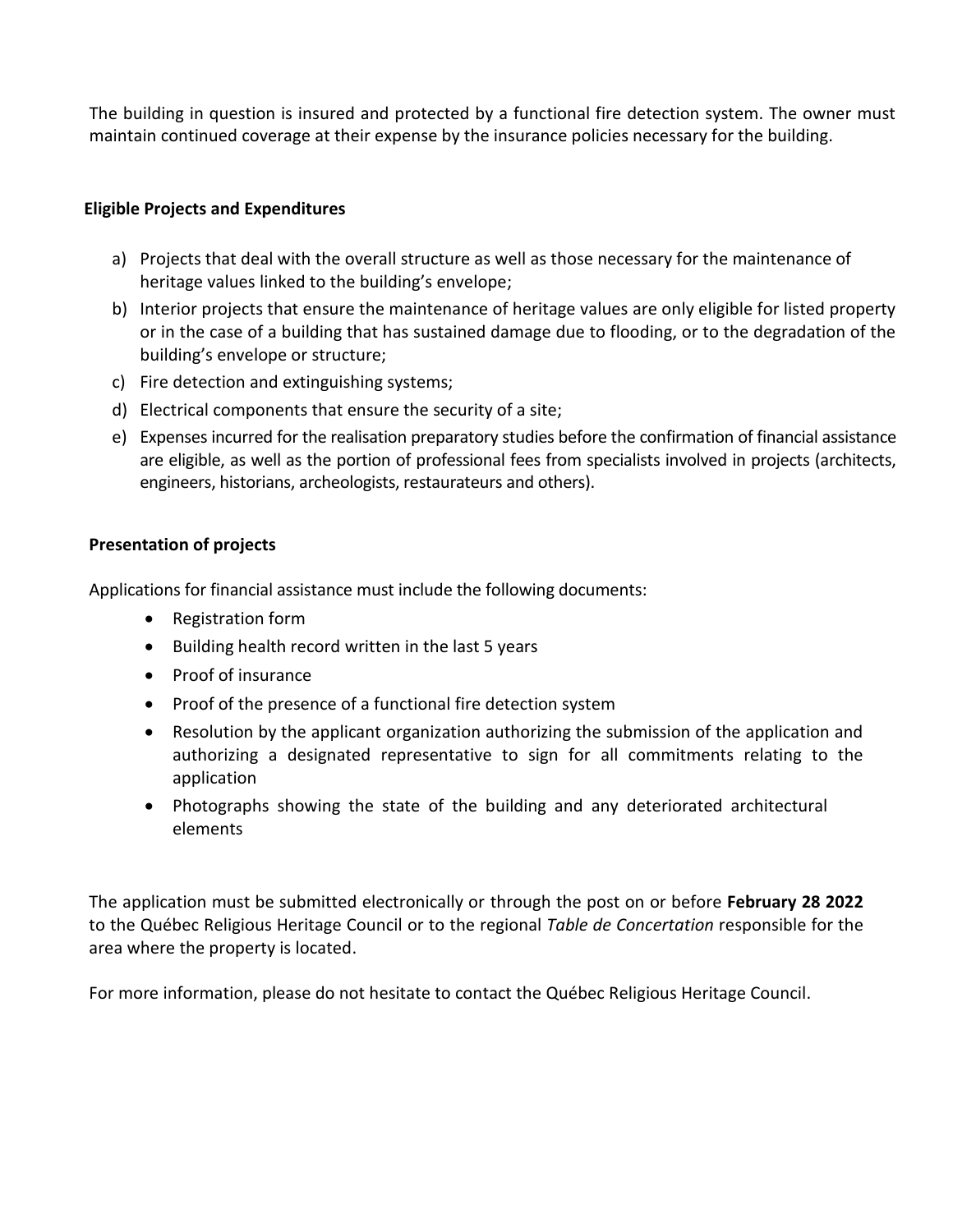The building in question is insured and protected by a functional fire detection system. The owner must maintain continued coverage at their expense by the insurance policies necessary for the building.

**Eligible Projects and Expenditures**

a) Projects that deal with the overall structure as well as those necessary for the maintenance of heritage values linked to the building's envelope;
b) Interior projects that ensure the maintenance of heritage values are only eligible for listed property or in the case of a building that has sustained damage due to flooding, or to the degradation of the building's envelope or structure;
c) Fire detection and extinguishing systems;
d) Electrical components that ensure the security of a site;
e) Expenses incurred for the realisation preparatory studies before the confirmation of financial assistance are eligible, as well as the portion of professional fees from specialists involved in projects (architects, engineers, historians, archeologists, restaurateurs and others).

**Presentation of projects**

Applications for financial assistance must include the following documents:

- Registration form
- Building health record written in the last 5 years
- Proof of insurance
- Proof of the presence of a functional fire detection system
- Resolution by the applicant organization authorizing the submission of the application and authorizing a designated representative to sign for all commitments relating to the application
- Photographs showing the state of the building and any deteriorated architectural elements

The application must be submitted electronically or through the post on or before **February 28 2022** to the Québec Religious Heritage Council or to the regional *Table de Concertation* responsible for the area where the property is located.

For more information, please do not hesitate to contact the Québec Religious Heritage Council.